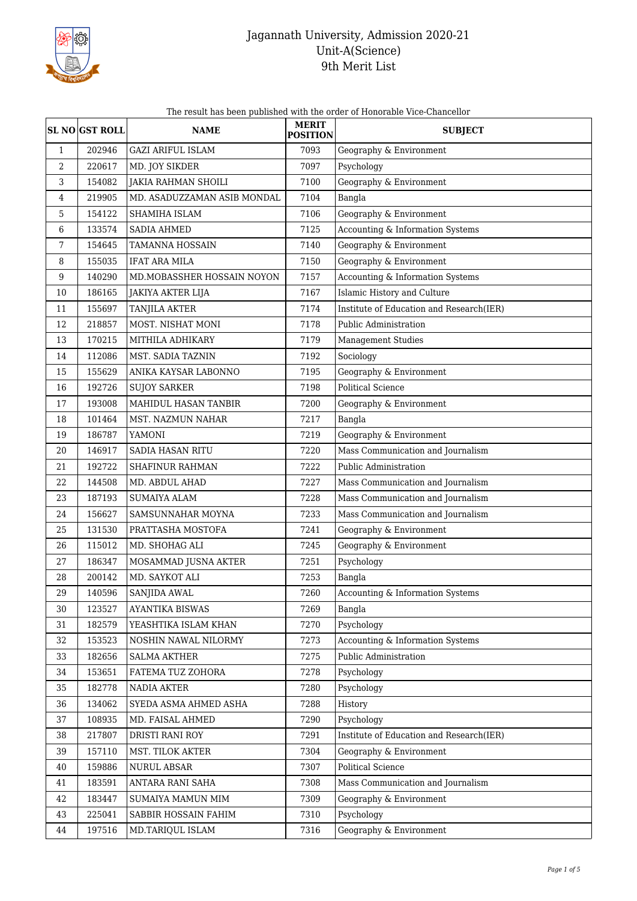# Jagannath University, Admission 2020-21
## Unit-A(Science)
## 9th Merit List

The result has been published with the order of Honorable Vice-Chancellor

| SL NO | GST ROLL | NAME | MERIT POSITION | SUBJECT |
|---|---|---|---|---|
| 1 | 202946 | GAZI ARIFUL ISLAM | 7093 | Geography & Environment |
| 2 | 220617 | MD. JOY SIKDER | 7097 | Psychology |
| 3 | 154082 | JAKIA RAHMAN SHOILI | 7100 | Geography & Environment |
| 4 | 219905 | MD. ASADUZZAMAN ASIB MONDAL | 7104 | Bangla |
| 5 | 154122 | SHAMIHA ISLAM | 7106 | Geography & Environment |
| 6 | 133574 | SADIA AHMED | 7125 | Accounting & Information Systems |
| 7 | 154645 | TAMANNA HOSSAIN | 7140 | Geography & Environment |
| 8 | 155035 | IFAT ARA MILA | 7150 | Geography & Environment |
| 9 | 140290 | MD.MOBASSHER HOSSAIN NOYON | 7157 | Accounting & Information Systems |
| 10 | 186165 | JAKIYA AKTER LIJA | 7167 | Islamic History and Culture |
| 11 | 155697 | TANJILA AKTER | 7174 | Institute of Education and Research(IER) |
| 12 | 218857 | MOST. NISHAT MONI | 7178 | Public Administration |
| 13 | 170215 | MITHILA ADHIKARY | 7179 | Management Studies |
| 14 | 112086 | MST. SADIA TAZNIN | 7192 | Sociology |
| 15 | 155629 | ANIKA KAYSAR LABONNO | 7195 | Geography & Environment |
| 16 | 192726 | SUJOY SARKER | 7198 | Political Science |
| 17 | 193008 | MAHIDUL HASAN TANBIR | 7200 | Geography & Environment |
| 18 | 101464 | MST. NAZMUN NAHAR | 7217 | Bangla |
| 19 | 186787 | YAMONI | 7219 | Geography & Environment |
| 20 | 146917 | SADIA HASAN RITU | 7220 | Mass Communication and Journalism |
| 21 | 192722 | SHAFINUR RAHMAN | 7222 | Public Administration |
| 22 | 144508 | MD. ABDUL AHAD | 7227 | Mass Communication and Journalism |
| 23 | 187193 | SUMAIYA ALAM | 7228 | Mass Communication and Journalism |
| 24 | 156627 | SAMSUNNAHAR MOYNA | 7233 | Mass Communication and Journalism |
| 25 | 131530 | PRATTASHA MOSTOFA | 7241 | Geography & Environment |
| 26 | 115012 | MD. SHOHAG ALI | 7245 | Geography & Environment |
| 27 | 186347 | MOSAMMAD JUSNA AKTER | 7251 | Psychology |
| 28 | 200142 | MD. SAYKOT ALI | 7253 | Bangla |
| 29 | 140596 | SANJIDA AWAL | 7260 | Accounting & Information Systems |
| 30 | 123527 | AYANTIKA BISWAS | 7269 | Bangla |
| 31 | 182579 | YEASHTIKA ISLAM KHAN | 7270 | Psychology |
| 32 | 153523 | NOSHIN NAWAL NILORMY | 7273 | Accounting & Information Systems |
| 33 | 182656 | SALMA AKTHER | 7275 | Public Administration |
| 34 | 153651 | FATEMA TUZ ZOHORA | 7278 | Psychology |
| 35 | 182778 | NADIA AKTER | 7280 | Psychology |
| 36 | 134062 | SYEDA ASMA AHMED ASHA | 7288 | History |
| 37 | 108935 | MD. FAISAL AHMED | 7290 | Psychology |
| 38 | 217807 | DRISTI RANI ROY | 7291 | Institute of Education and Research(IER) |
| 39 | 157110 | MST. TILOK AKTER | 7304 | Geography & Environment |
| 40 | 159886 | NURUL ABSAR | 7307 | Political Science |
| 41 | 183591 | ANTARA RANI SAHA | 7308 | Mass Communication and Journalism |
| 42 | 183447 | SUMAIYA MAMUN MIM | 7309 | Geography & Environment |
| 43 | 225041 | SABBIR HOSSAIN FAHIM | 7310 | Psychology |
| 44 | 197516 | MD.TARIQUL ISLAM | 7316 | Geography & Environment |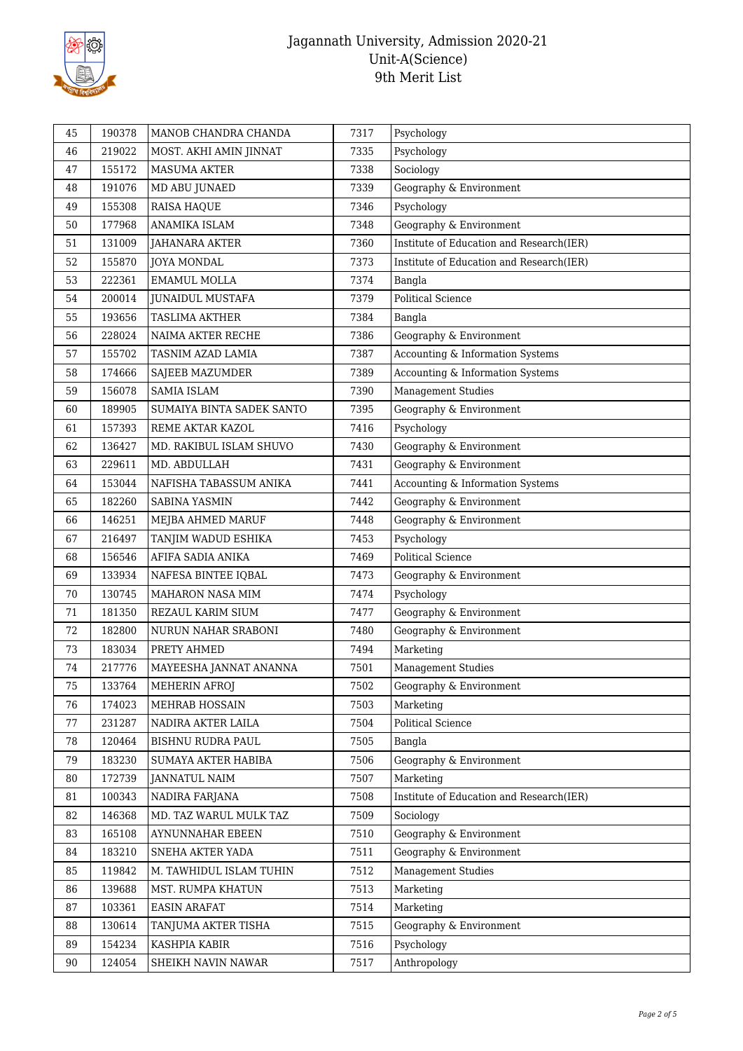# Jagannath University, Admission 2020-21
## Unit-A(Science)
## 9th Merit List

| | | | | |
|---|---|---|---|---|
| 45 | 190378 | MANOB CHANDRA CHANDA | 7317 | Psychology |
| 46 | 219022 | MOST. AKHI AMIN JINNAT | 7335 | Psychology |
| 47 | 155172 | MASUMA AKTER | 7338 | Sociology |
| 48 | 191076 | MD ABU JUNAED | 7339 | Geography & Environment |
| 49 | 155308 | RAISA HAQUE | 7346 | Psychology |
| 50 | 177968 | ANAMIKA ISLAM | 7348 | Geography & Environment |
| 51 | 131009 | JAHANARA AKTER | 7360 | Institute of Education and Research(IER) |
| 52 | 155870 | JOYA MONDAL | 7373 | Institute of Education and Research(IER) |
| 53 | 222361 | EMAMUL MOLLA | 7374 | Bangla |
| 54 | 200014 | JUNAIDUL MUSTAFA | 7379 | Political Science |
| 55 | 193656 | TASLIMA AKTHER | 7384 | Bangla |
| 56 | 228024 | NAIMA AKTER RECHE | 7386 | Geography & Environment |
| 57 | 155702 | TASNIM AZAD LAMIA | 7387 | Accounting & Information Systems |
| 58 | 174666 | SAJEEB MAZUMDER | 7389 | Accounting & Information Systems |
| 59 | 156078 | SAMIA ISLAM | 7390 | Management Studies |
| 60 | 189905 | SUMAIYA BINTA SADEK SANTO | 7395 | Geography & Environment |
| 61 | 157393 | REME AKTAR KAZOL | 7416 | Psychology |
| 62 | 136427 | MD. RAKIBUL ISLAM SHUVO | 7430 | Geography & Environment |
| 63 | 229611 | MD. ABDULLAH | 7431 | Geography & Environment |
| 64 | 153044 | NAFISHA TABASSUM ANIKA | 7441 | Accounting & Information Systems |
| 65 | 182260 | SABINA YASMIN | 7442 | Geography & Environment |
| 66 | 146251 | MEJBA AHMED MARUF | 7448 | Geography & Environment |
| 67 | 216497 | TANJIM WADUD ESHIKA | 7453 | Psychology |
| 68 | 156546 | AFIFA SADIA ANIKA | 7469 | Political Science |
| 69 | 133934 | NAFESA BINTEE IQBAL | 7473 | Geography & Environment |
| 70 | 130745 | MAHARON NASA MIM | 7474 | Psychology |
| 71 | 181350 | REZAUL KARIM SIUM | 7477 | Geography & Environment |
| 72 | 182800 | NURUN NAHAR SRABONI | 7480 | Geography & Environment |
| 73 | 183034 | PRETY AHMED | 7494 | Marketing |
| 74 | 217776 | MAYEESHA JANNAT ANANNA | 7501 | Management Studies |
| 75 | 133764 | MEHERIN AFROJ | 7502 | Geography & Environment |
| 76 | 174023 | MEHRAB HOSSAIN | 7503 | Marketing |
| 77 | 231287 | NADIRA AKTER LAILA | 7504 | Political Science |
| 78 | 120464 | BISHNU RUDRA PAUL | 7505 | Bangla |
| 79 | 183230 | SUMAYA AKTER HABIBA | 7506 | Geography & Environment |
| 80 | 172739 | JANNATUL NAIM | 7507 | Marketing |
| 81 | 100343 | NADIRA FARJANA | 7508 | Institute of Education and Research(IER) |
| 82 | 146368 | MD. TAZ WARUL MULK TAZ | 7509 | Sociology |
| 83 | 165108 | AYNUNNAHAR EBEEN | 7510 | Geography & Environment |
| 84 | 183210 | SNEHA AKTER YADA | 7511 | Geography & Environment |
| 85 | 119842 | M. TAWHIDUL ISLAM TUHIN | 7512 | Management Studies |
| 86 | 139688 | MST. RUMPA KHATUN | 7513 | Marketing |
| 87 | 103361 | EASIN ARAFAT | 7514 | Marketing |
| 88 | 130614 | TANJUMA AKTER TISHA | 7515 | Geography & Environment |
| 89 | 154234 | KASHPIA KABIR | 7516 | Psychology |
| 90 | 124054 | SHEIKH NAVIN NAWAR | 7517 | Anthropology |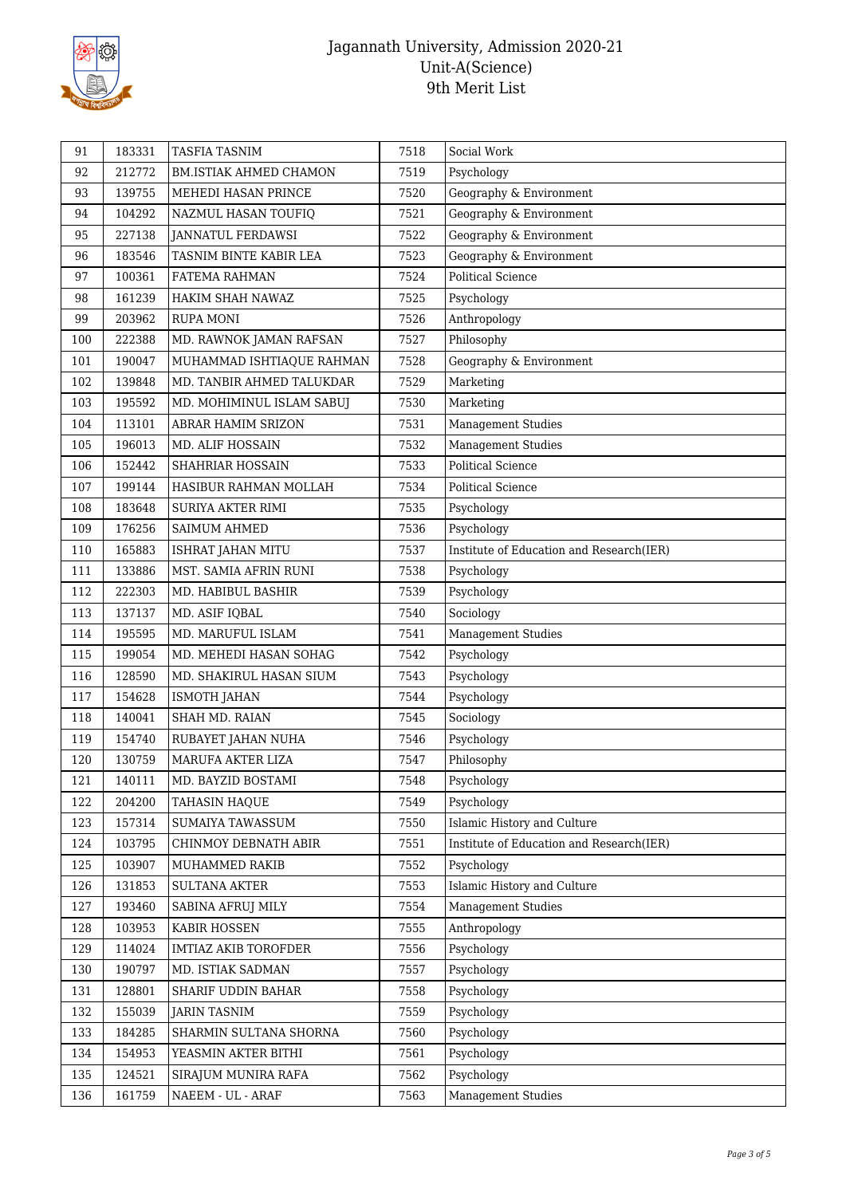| 91 | 183331 | TASFIA TASNIM | 7518 | Social Work |
|---|---|---|---|---|
| 92 | 212772 | BM.ISTIAK AHMED CHAMON | 7519 | Psychology |
| 93 | 139755 | MEHEDI HASAN PRINCE | 7520 | Geography & Environment |
| 94 | 104292 | NAZMUL HASAN TOUFIQ | 7521 | Geography & Environment |
| 95 | 227138 | JANNATUL FERDAWSI | 7522 | Geography & Environment |
| 96 | 183546 | TASNIM BINTE KABIR LEA | 7523 | Geography & Environment |
| 97 | 100361 | FATEMA RAHMAN | 7524 | Political Science |
| 98 | 161239 | HAKIM SHAH NAWAZ | 7525 | Psychology |
| 99 | 203962 | RUPA MONI | 7526 | Anthropology |
| 100 | 222388 | MD. RAWNOK JAMAN RAFSAN | 7527 | Philosophy |
| 101 | 190047 | MUHAMMAD ISHTIAQUE RAHMAN | 7528 | Geography & Environment |
| 102 | 139848 | MD. TANBIR AHMED TALUKDAR | 7529 | Marketing |
| 103 | 195592 | MD. MOHIMINUL ISLAM SABUJ | 7530 | Marketing |
| 104 | 113101 | ABRAR HAMIM SRIZON | 7531 | Management Studies |
| 105 | 196013 | MD. ALIF HOSSAIN | 7532 | Management Studies |
| 106 | 152442 | SHAHRIAR HOSSAIN | 7533 | Political Science |
| 107 | 199144 | HASIBUR RAHMAN MOLLAH | 7534 | Political Science |
| 108 | 183648 | SURIYA AKTER RIMI | 7535 | Psychology |
| 109 | 176256 | SAIMUM AHMED | 7536 | Psychology |
| 110 | 165883 | ISHRAT JAHAN MITU | 7537 | Institute of Education and Research(IER) |
| 111 | 133886 | MST. SAMIA AFRIN RUNI | 7538 | Psychology |
| 112 | 222303 | MD. HABIBUL BASHIR | 7539 | Psychology |
| 113 | 137137 | MD. ASIF IQBAL | 7540 | Sociology |
| 114 | 195595 | MD. MARUFUL ISLAM | 7541 | Management Studies |
| 115 | 199054 | MD. MEHEDI HASAN SOHAG | 7542 | Psychology |
| 116 | 128590 | MD. SHAKIRUL HASAN SIUM | 7543 | Psychology |
| 117 | 154628 | ISMOTH JAHAN | 7544 | Psychology |
| 118 | 140041 | SHAH MD. RAIAN | 7545 | Sociology |
| 119 | 154740 | RUBAYET JAHAN NUHA | 7546 | Psychology |
| 120 | 130759 | MARUFA AKTER LIZA | 7547 | Philosophy |
| 121 | 140111 | MD. BAYZID BOSTAMI | 7548 | Psychology |
| 122 | 204200 | TAHASIN HAQUE | 7549 | Psychology |
| 123 | 157314 | SUMAIYA TAWASSUM | 7550 | Islamic History and Culture |
| 124 | 103795 | CHINMOY DEBNATH ABIR | 7551 | Institute of Education and Research(IER) |
| 125 | 103907 | MUHAMMED RAKIB | 7552 | Psychology |
| 126 | 131853 | SULTANA AKTER | 7553 | Islamic History and Culture |
| 127 | 193460 | SABINA AFRUJ MILY | 7554 | Management Studies |
| 128 | 103953 | KABIR HOSSEN | 7555 | Anthropology |
| 129 | 114024 | IMTIAZ AKIB TOROFDER | 7556 | Psychology |
| 130 | 190797 | MD. ISTIAK SADMAN | 7557 | Psychology |
| 131 | 128801 | SHARIF UDDIN BAHAR | 7558 | Psychology |
| 132 | 155039 | JARIN TASNIM | 7559 | Psychology |
| 133 | 184285 | SHARMIN SULTANA SHORNA | 7560 | Psychology |
| 134 | 154953 | YEASMIN AKTER BITHI | 7561 | Psychology |
| 135 | 124521 | SIRAJUM MUNIRA RAFA | 7562 | Psychology |
| 136 | 161759 | NAEEM - UL - ARAF | 7563 | Management Studies |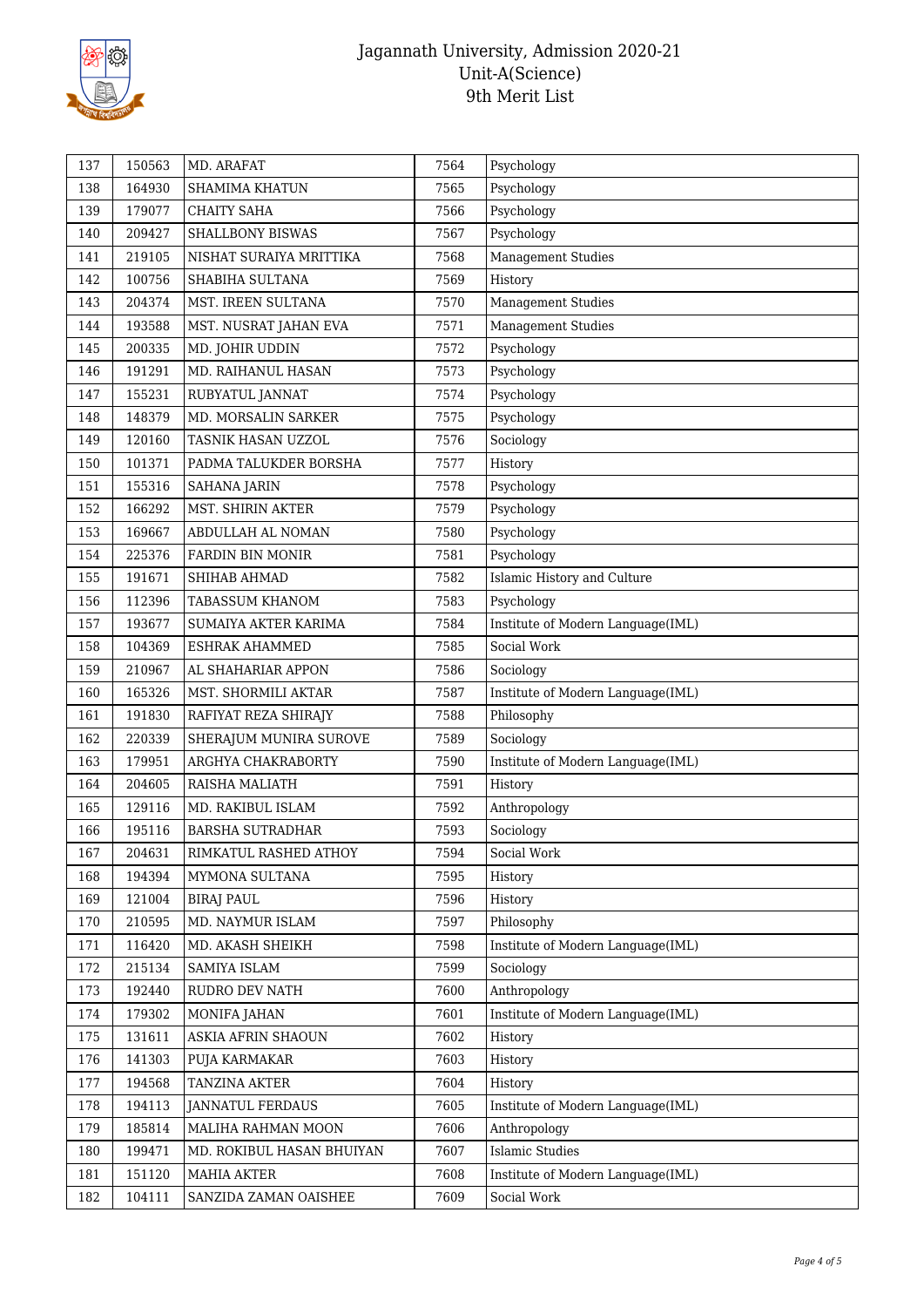| 137 | 150563 | MD. ARAFAT | 7564 | Psychology |
|---|---|---|---|---|
| 138 | 164930 | SHAMIMA KHATUN | 7565 | Psychology |
| 139 | 179077 | CHAITY SAHA | 7566 | Psychology |
| 140 | 209427 | SHALLBONY BISWAS | 7567 | Psychology |
| 141 | 219105 | NISHAT SURAIYA MRITTIKA | 7568 | Management Studies |
| 142 | 100756 | SHABIHA SULTANA | 7569 | History |
| 143 | 204374 | MST. IREEN SULTANA | 7570 | Management Studies |
| 144 | 193588 | MST. NUSRAT JAHAN EVA | 7571 | Management Studies |
| 145 | 200335 | MD. JOHIR UDDIN | 7572 | Psychology |
| 146 | 191291 | MD. RAIHANUL HASAN | 7573 | Psychology |
| 147 | 155231 | RUBYATUL JANNAT | 7574 | Psychology |
| 148 | 148379 | MD. MORSALIN SARKER | 7575 | Psychology |
| 149 | 120160 | TASNIK HASAN UZZOL | 7576 | Sociology |
| 150 | 101371 | PADMA TALUKDER BORSHA | 7577 | History |
| 151 | 155316 | SAHANA JARIN | 7578 | Psychology |
| 152 | 166292 | MST. SHIRIN AKTER | 7579 | Psychology |
| 153 | 169667 | ABDULLAH AL NOMAN | 7580 | Psychology |
| 154 | 225376 | FARDIN BIN MONIR | 7581 | Psychology |
| 155 | 191671 | SHIHAB AHMAD | 7582 | Islamic History and Culture |
| 156 | 112396 | TABASSUM KHANOM | 7583 | Psychology |
| 157 | 193677 | SUMAIYA AKTER KARIMA | 7584 | Institute of Modern Language(IML) |
| 158 | 104369 | ESHRAK AHAMMED | 7585 | Social Work |
| 159 | 210967 | AL SHAHARIAR APPON | 7586 | Sociology |
| 160 | 165326 | MST. SHORMILI AKTAR | 7587 | Institute of Modern Language(IML) |
| 161 | 191830 | RAFIYAT REZA SHIRAJY | 7588 | Philosophy |
| 162 | 220339 | SHERAJUM MUNIRA SUROVE | 7589 | Sociology |
| 163 | 179951 | ARGHYA CHAKRABORTY | 7590 | Institute of Modern Language(IML) |
| 164 | 204605 | RAISHA MALIATH | 7591 | History |
| 165 | 129116 | MD. RAKIBUL ISLAM | 7592 | Anthropology |
| 166 | 195116 | BARSHA SUTRADHAR | 7593 | Sociology |
| 167 | 204631 | RIMKATUL RASHED ATHOY | 7594 | Social Work |
| 168 | 194394 | MYMONA SULTANA | 7595 | History |
| 169 | 121004 | BIRAJ PAUL | 7596 | History |
| 170 | 210595 | MD. NAYMUR ISLAM | 7597 | Philosophy |
| 171 | 116420 | MD. AKASH SHEIKH | 7598 | Institute of Modern Language(IML) |
| 172 | 215134 | SAMIYA ISLAM | 7599 | Sociology |
| 173 | 192440 | RUDRO DEV NATH | 7600 | Anthropology |
| 174 | 179302 | MONIFA JAHAN | 7601 | Institute of Modern Language(IML) |
| 175 | 131611 | ASKIA AFRIN SHAOUN | 7602 | History |
| 176 | 141303 | PUJA KARMAKAR | 7603 | History |
| 177 | 194568 | TANZINA AKTER | 7604 | History |
| 178 | 194113 | JANNATUL FERDAUS | 7605 | Institute of Modern Language(IML) |
| 179 | 185814 | MALIHA RAHMAN MOON | 7606 | Anthropology |
| 180 | 199471 | MD. ROKIBUL HASAN BHUIYAN | 7607 | Islamic Studies |
| 181 | 151120 | MAHIA AKTER | 7608 | Institute of Modern Language(IML) |
| 182 | 104111 | SANZIDA ZAMAN OAISHEE | 7609 | Social Work |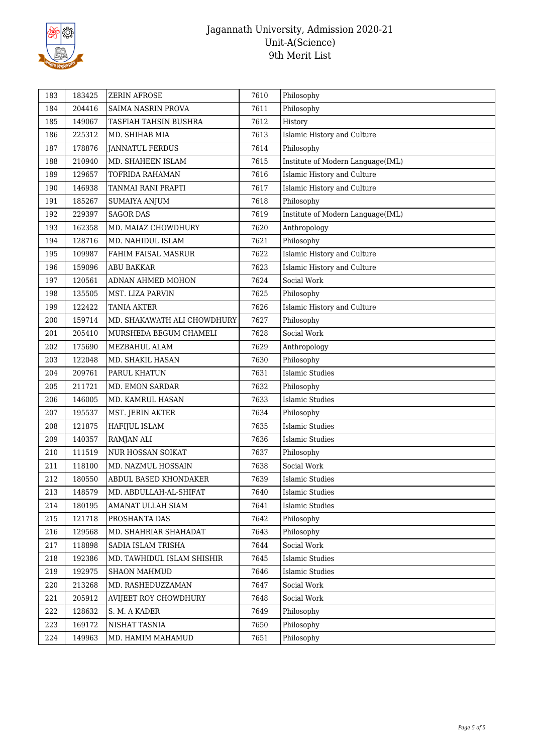# Jagannath University, Admission 2020-21
## Unit-A(Science)
## 9th Merit List

| | | | | |
|---|---|---|---|---|
| 183 | 183425 | ZERIN AFROSE | 7610 | Philosophy |
| 184 | 204416 | SAIMA NASRIN PROVA | 7611 | Philosophy |
| 185 | 149067 | TASFIAH TAHSIN BUSHRA | 7612 | History |
| 186 | 225312 | MD. SHIHAB MIA | 7613 | Islamic History and Culture |
| 187 | 178876 | JANNATUL FERDUS | 7614 | Philosophy |
| 188 | 210940 | MD. SHAHEEN ISLAM | 7615 | Institute of Modern Language(IML) |
| 189 | 129657 | TOFRIDA RAHAMAN | 7616 | Islamic History and Culture |
| 190 | 146938 | TANMAI RANI PRAPTI | 7617 | Islamic History and Culture |
| 191 | 185267 | SUMAIYA ANJUM | 7618 | Philosophy |
| 192 | 229397 | SAGOR DAS | 7619 | Institute of Modern Language(IML) |
| 193 | 162358 | MD. MAIAZ CHOWDHURY | 7620 | Anthropology |
| 194 | 128716 | MD. NAHIDUL ISLAM | 7621 | Philosophy |
| 195 | 109987 | FAHIM FAISAL MASRUR | 7622 | Islamic History and Culture |
| 196 | 159096 | ABU BAKKAR | 7623 | Islamic History and Culture |
| 197 | 120561 | ADNAN AHMED MOHON | 7624 | Social Work |
| 198 | 135505 | MST. LIZA PARVIN | 7625 | Philosophy |
| 199 | 122422 | TANIA AKTER | 7626 | Islamic History and Culture |
| 200 | 159714 | MD. SHAKAWATH ALI CHOWDHURY | 7627 | Philosophy |
| 201 | 205410 | MURSHEDA BEGUM CHAMELI | 7628 | Social Work |
| 202 | 175690 | MEZBAHUL ALAM | 7629 | Anthropology |
| 203 | 122048 | MD. SHAKIL HASAN | 7630 | Philosophy |
| 204 | 209761 | PARUL KHATUN | 7631 | Islamic Studies |
| 205 | 211721 | MD. EMON SARDAR | 7632 | Philosophy |
| 206 | 146005 | MD. KAMRUL HASAN | 7633 | Islamic Studies |
| 207 | 195537 | MST. JERIN AKTER | 7634 | Philosophy |
| 208 | 121875 | HAFIJUL ISLAM | 7635 | Islamic Studies |
| 209 | 140357 | RAMJAN ALI | 7636 | Islamic Studies |
| 210 | 111519 | NUR HOSSAN SOIKAT | 7637 | Philosophy |
| 211 | 118100 | MD. NAZMUL HOSSAIN | 7638 | Social Work |
| 212 | 180550 | ABDUL BASED KHONDAKER | 7639 | Islamic Studies |
| 213 | 148579 | MD. ABDULLAH-AL-SHIFAT | 7640 | Islamic Studies |
| 214 | 180195 | AMANAT ULLAH SIAM | 7641 | Islamic Studies |
| 215 | 121718 | PROSHANTA DAS | 7642 | Philosophy |
| 216 | 129568 | MD. SHAHRIAR SHAHADAT | 7643 | Philosophy |
| 217 | 118898 | SADIA ISLAM TRISHA | 7644 | Social Work |
| 218 | 192386 | MD. TAWHIDUL ISLAM SHISHIR | 7645 | Islamic Studies |
| 219 | 192975 | SHAON MAHMUD | 7646 | Islamic Studies |
| 220 | 213268 | MD. RASHEDUZZAMAN | 7647 | Social Work |
| 221 | 205912 | AVIJEET ROY CHOWDHURY | 7648 | Social Work |
| 222 | 128632 | S. M. A KADER | 7649 | Philosophy |
| 223 | 169172 | NISHAT TASNIA | 7650 | Philosophy |
| 224 | 149963 | MD. HAMIM MAHAMUD | 7651 | Philosophy |